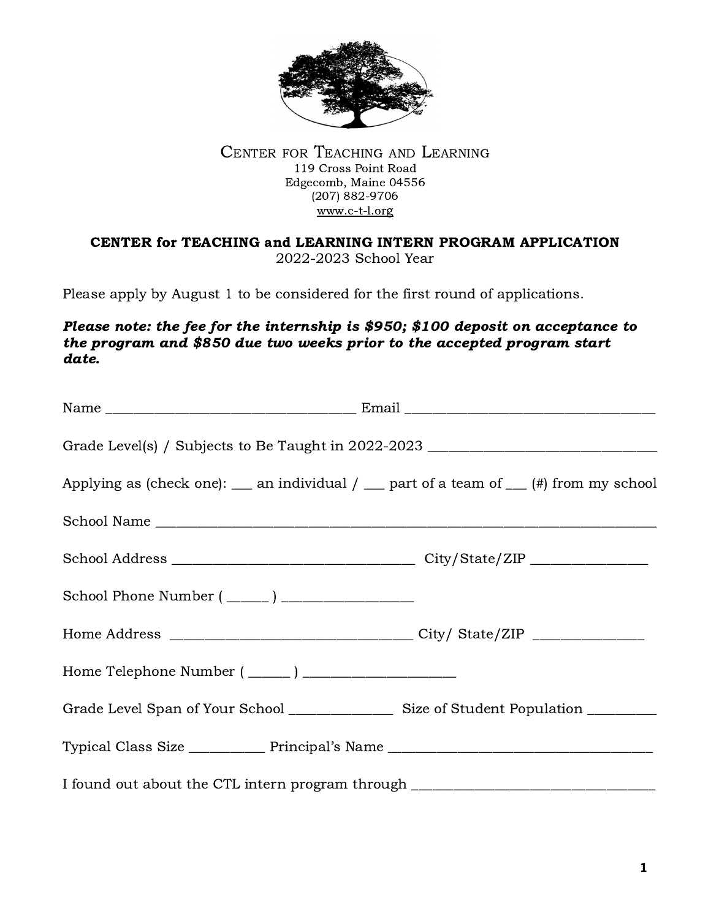CENTER FOR TEACHING AND LEARNING
119 Cross Point Road
Edgecomb, Maine 04556
(207) 882-9706
www.c-t-l.org

**CENTER for TEACHING and LEARNING INTERN PROGRAM APPLICATION**
2022-2023 School Year

Please apply by August 1 to be considered for the first round of applications.

***Please note: the fee for the internship is $950; $100 deposit on acceptance to the program and $850 due two weeks prior to the accepted program start date.***

Name ___________________________________ Email ___________________________________

Grade Level(s) / Subjects to Be Taught in 2022-2023 _______________________________

Applying as (check one): ___ an individual / ___ part of a team of ___ (#) from my school

School Name _________________________________________________________________

School Address _________________________________ City/State/ZIP ________________

School Phone Number ( ______ ) _________________

Home Address _________________________________ City/ State/ZIP _______________

Home Telephone Number ( ______ ) ____________________

Grade Level Span of Your School ______________ Size of Student Population _________

Typical Class Size __________ Principal's Name ___________________________________

I found out about the CTL intern program through ________________________________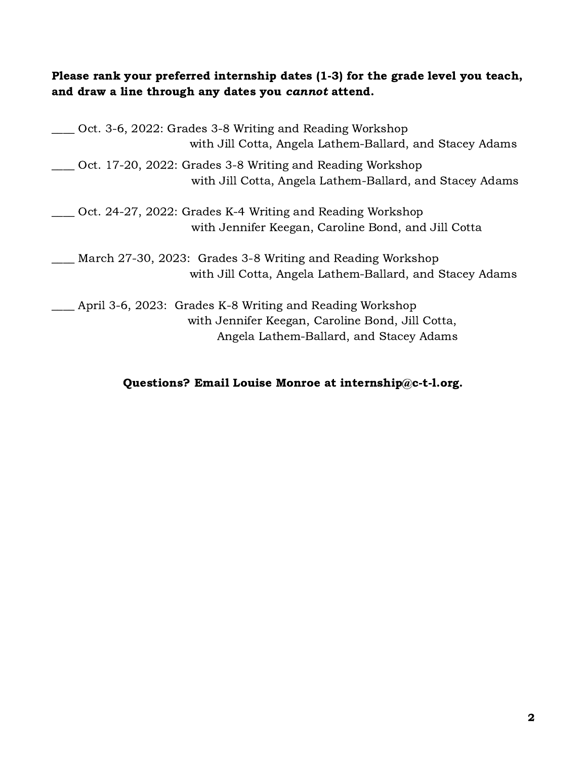**Please rank your preferred internship dates (1-3) for the grade level you teach, and draw a line through any dates you *cannot* attend.**

\_\_\_\_ Oct. 3-6, 2022: Grades 3-8 Writing and Reading Workshop
with Jill Cotta, Angela Lathem-Ballard, and Stacey Adams

\_\_\_\_ Oct. 17-20, 2022: Grades 3-8 Writing and Reading Workshop
with Jill Cotta, Angela Lathem-Ballard, and Stacey Adams

\_\_\_\_ Oct. 24-27, 2022: Grades K-4 Writing and Reading Workshop
with Jennifer Keegan, Caroline Bond, and Jill Cotta

\_\_\_\_ March 27-30, 2023: Grades 3-8 Writing and Reading Workshop
with Jill Cotta, Angela Lathem-Ballard, and Stacey Adams

\_\_\_\_ April 3-6, 2023: Grades K-8 Writing and Reading Workshop
with Jennifer Keegan, Caroline Bond, Jill Cotta,
Angela Lathem-Ballard, and Stacey Adams

**Questions? Email Louise Monroe at internship@c-t-l.org.**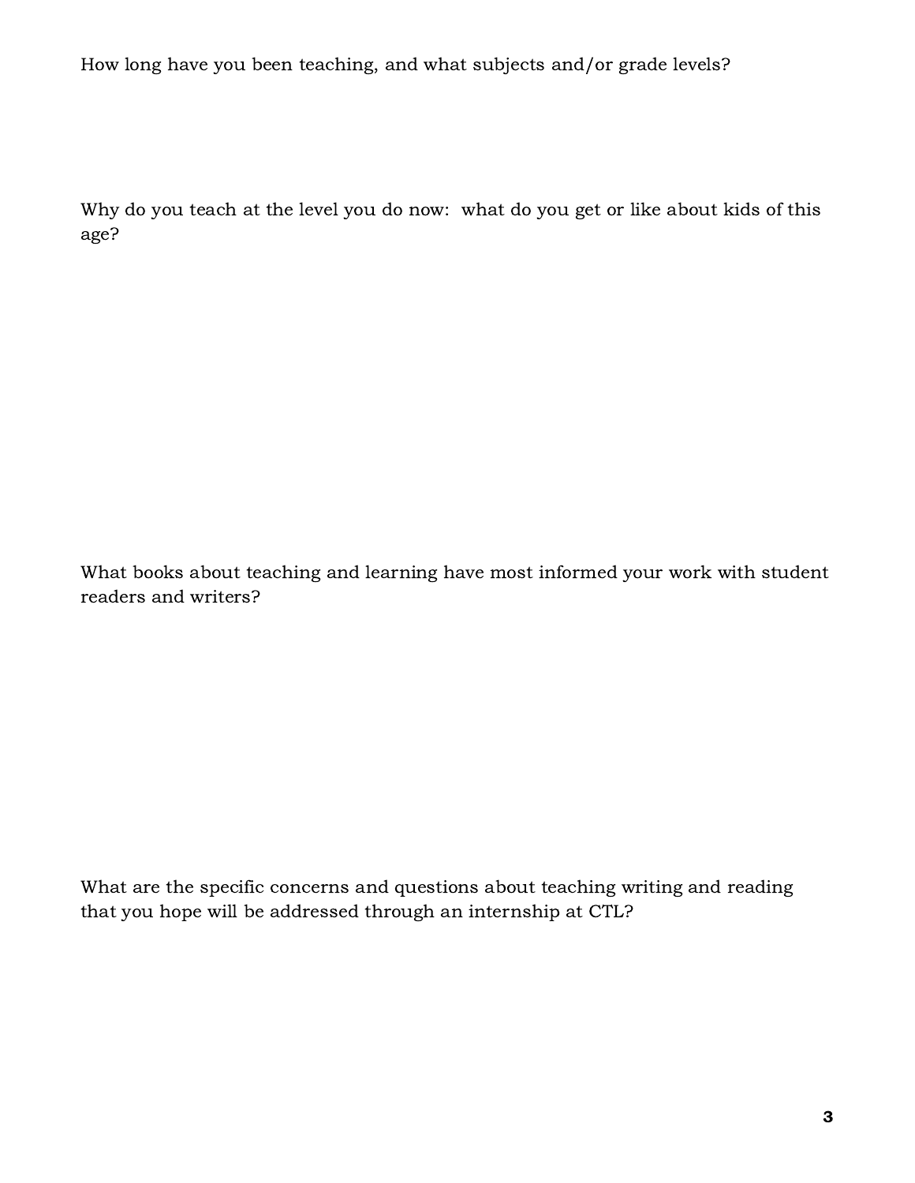How long have you been teaching, and what subjects and/or grade levels?

Why do you teach at the level you do now: what do you get or like about kids of this age?

What books about teaching and learning have most informed your work with student readers and writers?

What are the specific concerns and questions about teaching writing and reading that you hope will be addressed through an internship at CTL?